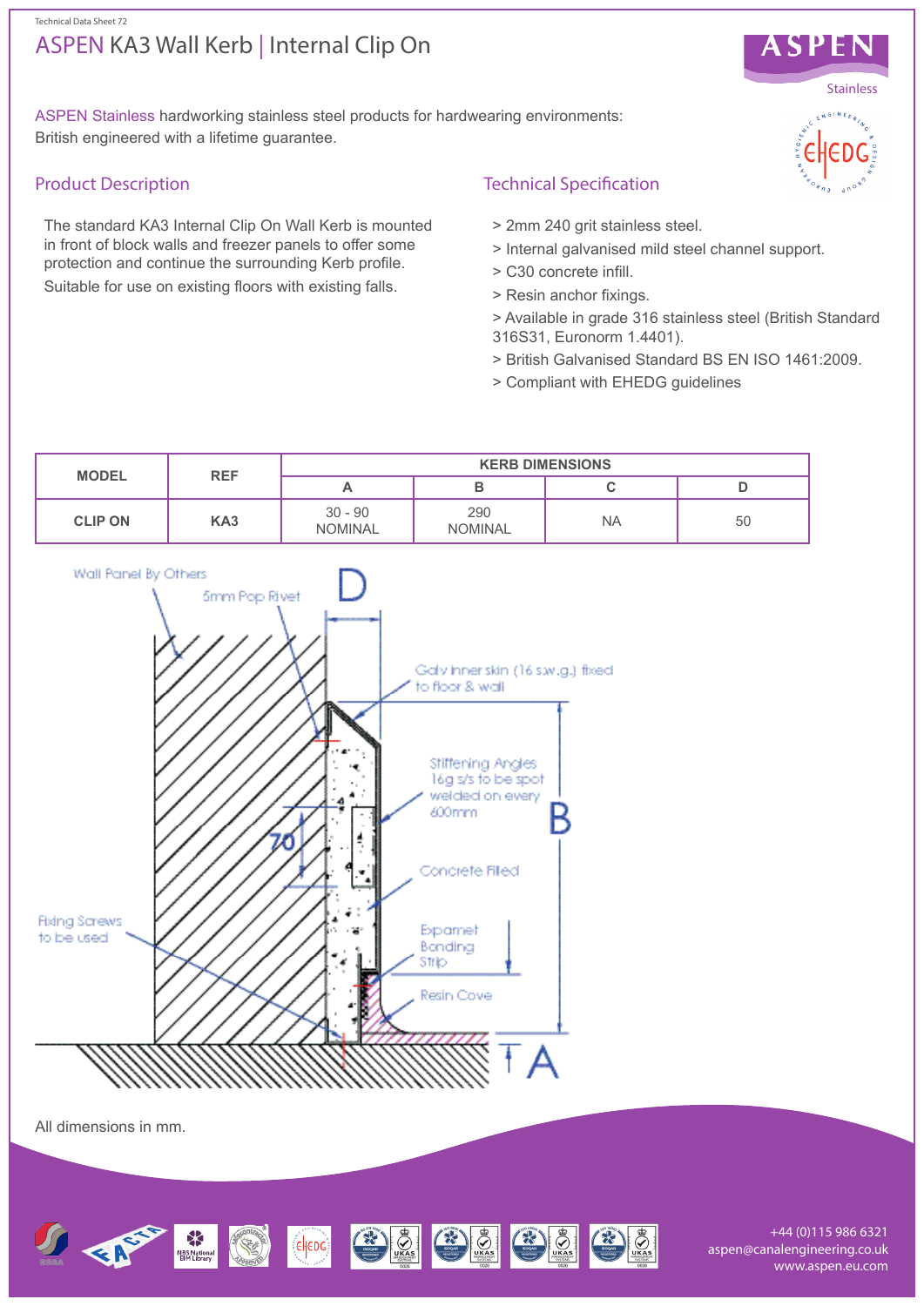Technical Data Sheet 72

# ASPEN KA3 Wall Kerb | Internal Clip On

ASPEN Stainless hardworking stainless steel products for hardwearing environments: British engineered with a lifetime guarantee.

## Product Description

The standard KA3 Internal Clip On Wall Kerb is mounted in front of block walls and freezer panels to offer some protection and continue the surrounding Kerb profile.

Suitable for use on existing floors with existing falls.

## Technical Specification

> 2mm 240 grit stainless steel.
> Internal galvanised mild steel channel support.
> C30 concrete infill.
> Resin anchor fixings.
> Available in grade 316 stainless steel (British Standard 316S31, Euronorm 1.4401).
> British Galvanised Standard BS EN ISO 1461:2009.
> Compliant with EHEDG guidelines

| MODEL | REF | KERB DIMENSIONS | | | |
|---|---|---|---|---|---|
| | | A | B | C | D |
| CLIP ON | KA3 | 30 - 90 NOMINAL | 290 NOMINAL | NA | 50 |

Wall Panel By Others

5mm Pop Rivet

D

Galv inner skin (16 s.w.g.) fixed to floor & wall

Stiffening Angles 16g s/s to be spot welded on every 600mm

70

B

Concrete Filled

Fixing Screws to be used

Expamet Bonding Strip

Resin Cove

A

All dimensions in mm.

+44 (0)115 986 6321
aspen@canalengineering.co.uk
www.aspen.eu.com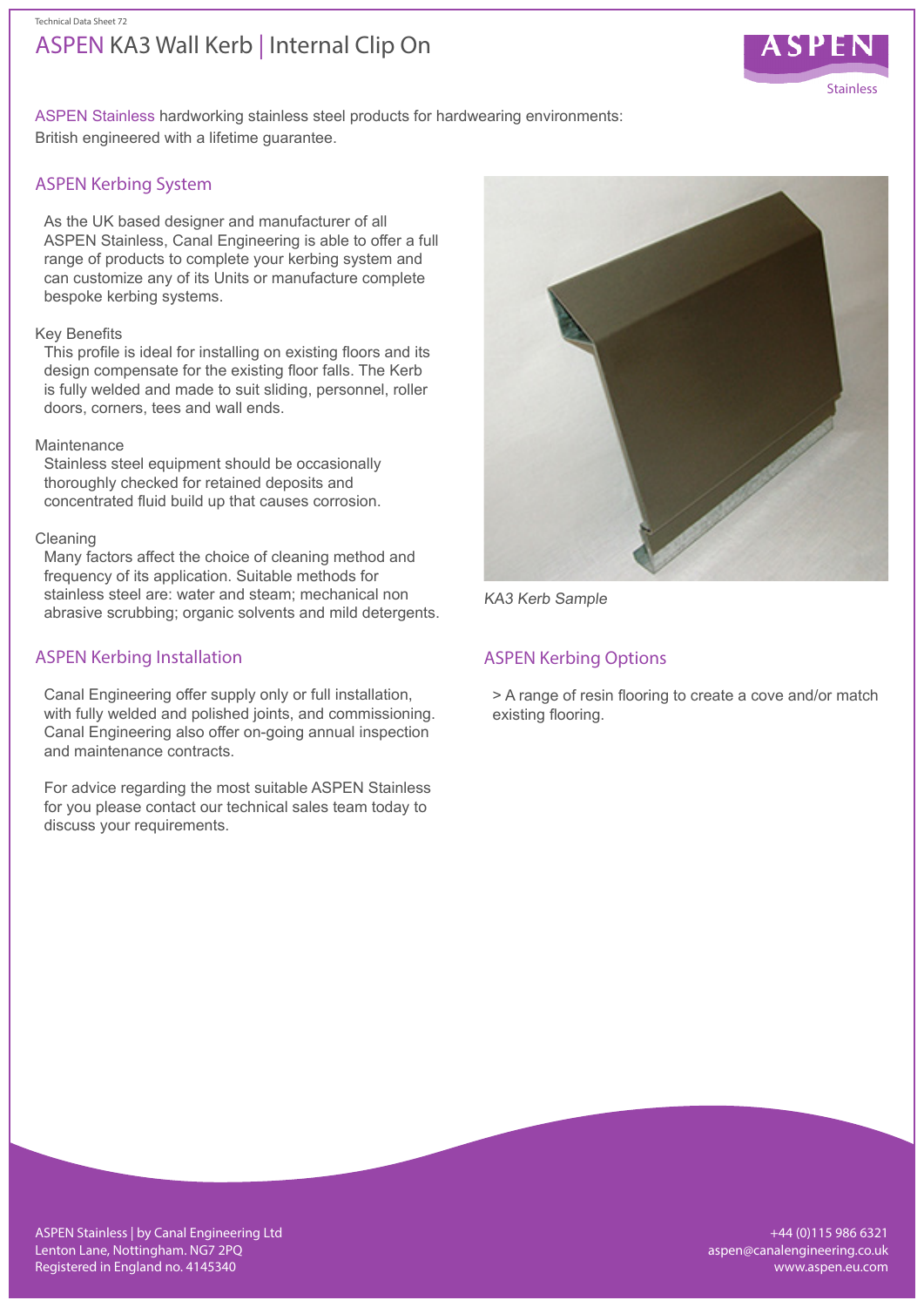Technical Data Sheet 72

# ASPEN KA3 Wall Kerb | Internal Clip On

ASPEN Stainless hardworking stainless steel products for hardwearing environments: British engineered with a lifetime guarantee.

## ASPEN Kerbing System

As the UK based designer and manufacturer of all ASPEN Stainless, Canal Engineering is able to offer a full range of products to complete your kerbing system and can customize any of its Units or manufacture complete bespoke kerbing systems.

Key Benefits

This profile is ideal for installing on existing floors and its design compensate for the existing floor falls. The Kerb is fully welded and made to suit sliding, personnel, roller doors, corners, tees and wall ends.

Maintenance

Stainless steel equipment should be occasionally thoroughly checked for retained deposits and concentrated fluid build up that causes corrosion.

Cleaning

Many factors affect the choice of cleaning method and frequency of its application. Suitable methods for stainless steel are: water and steam; mechanical non abrasive scrubbing; organic solvents and mild detergents.

*KA3 Kerb Sample*

## ASPEN Kerbing Installation

Canal Engineering offer supply only or full installation, with fully welded and polished joints, and commissioning. Canal Engineering also offer on-going annual inspection and maintenance contracts.

For advice regarding the most suitable ASPEN Stainless for you please contact our technical sales team today to discuss your requirements.

## ASPEN Kerbing Options

> A range of resin flooring to create a cove and/or match existing flooring.

ASPEN Stainless | by Canal Engineering Ltd
Lenton Lane, Nottingham. NG7 2PQ
Registered in England no. 4145340

+44 (0)115 986 6321
aspen@canalengineering.co.uk
www.aspen.eu.com